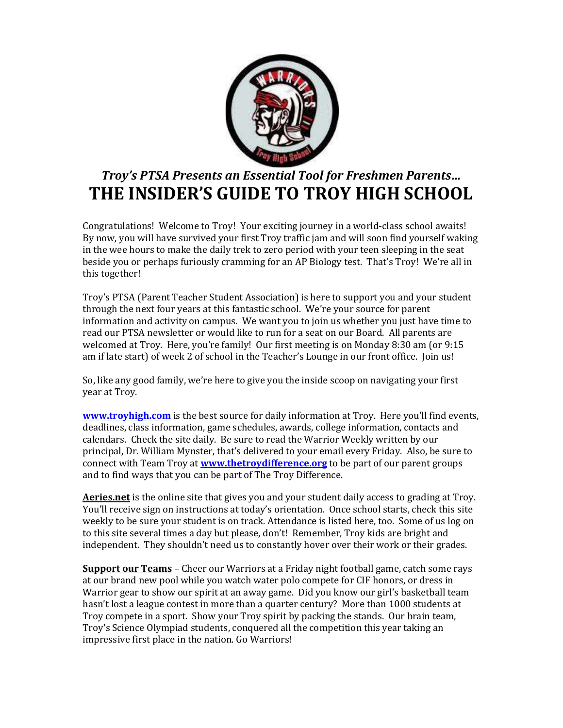*Troy's PTSA Presents an Essential Tool for Freshmen Parents…*

# THE INSIDER'S GUIDE TO TROY HIGH SCHOOL

Congratulations! Welcome to Troy! Your exciting journey in a world-class school awaits! By now, you will have survived your first Troy traffic jam and will soon find yourself waking in the wee hours to make the daily trek to zero period with your teen sleeping in the seat beside you or perhaps furiously cramming for an AP Biology test. That's Troy! We're all in this together!

Troy's PTSA (Parent Teacher Student Association) is here to support you and your student through the next four years at this fantastic school. We're your source for parent information and activity on campus. We want you to join us whether you just have time to read our PTSA newsletter or would like to run for a seat on our Board. All parents are welcomed at Troy. Here, you're family! Our first meeting is on Monday 8:30 am (or 9:15 am if late start) of week 2 of school in the Teacher's Lounge in our front office. Join us!

So, like any good family, we're here to give you the inside scoop on navigating your first year at Troy.

**www.troyhigh.com** is the best source for daily information at Troy. Here you'll find events, deadlines, class information, game schedules, awards, college information, contacts and calendars. Check the site daily. Be sure to read the Warrior Weekly written by our principal, Dr. William Mynster, that's delivered to your email every Friday. Also, be sure to connect with Team Troy at **www.thetroydifference.org** to be part of our parent groups and to find ways that you can be part of The Troy Difference.

**Aeries.net** is the online site that gives you and your student daily access to grading at Troy. You'll receive sign on instructions at today's orientation. Once school starts, check this site weekly to be sure your student is on track. Attendance is listed here, too. Some of us log on to this site several times a day but please, don't! Remember, Troy kids are bright and independent. They shouldn't need us to constantly hover over their work or their grades.

**Support our Teams** – Cheer our Warriors at a Friday night football game, catch some rays at our brand new pool while you watch water polo compete for CIF honors, or dress in Warrior gear to show our spirit at an away game. Did you know our girl's basketball team hasn't lost a league contest in more than a quarter century? More than 1000 students at Troy compete in a sport. Show your Troy spirit by packing the stands. Our brain team, Troy's Science Olympiad students, conquered all the competition this year taking an impressive first place in the nation. Go Warriors!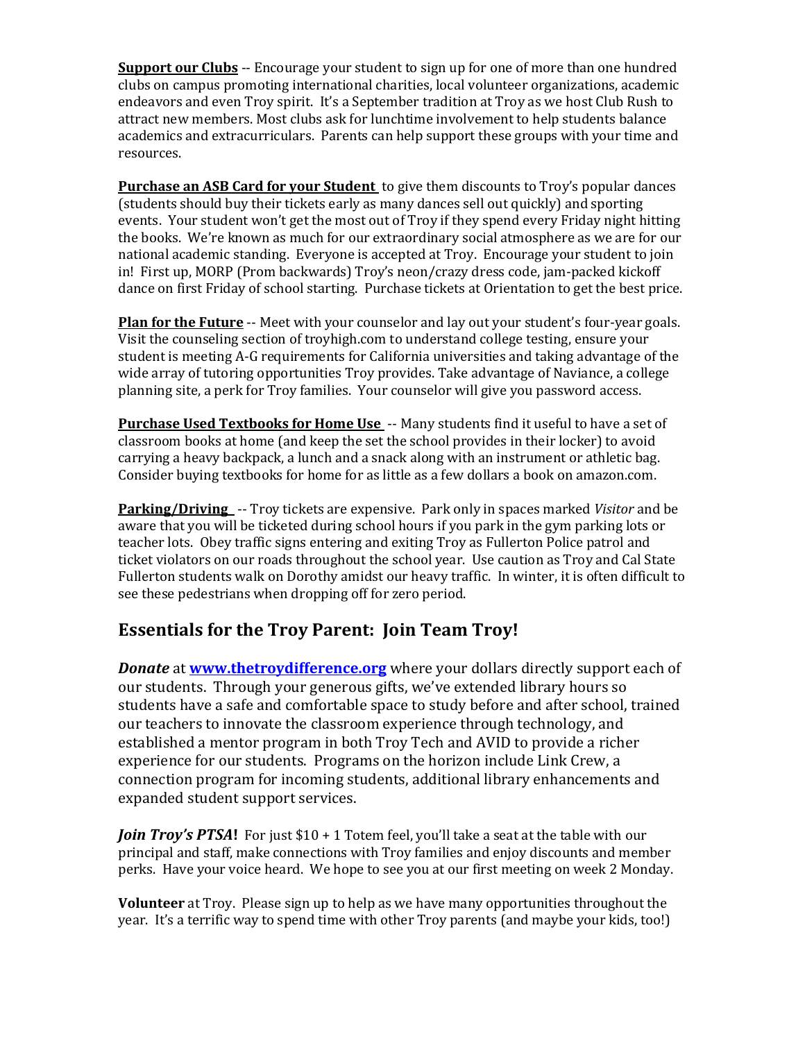**Support our Clubs** -- Encourage your student to sign up for one of more than one hundred clubs on campus promoting international charities, local volunteer organizations, academic endeavors and even Troy spirit. It's a September tradition at Troy as we host Club Rush to attract new members. Most clubs ask for lunchtime involvement to help students balance academics and extracurriculars. Parents can help support these groups with your time and resources.

**Purchase an ASB Card for your Student** to give them discounts to Troy's popular dances (students should buy their tickets early as many dances sell out quickly) and sporting events. Your student won't get the most out of Troy if they spend every Friday night hitting the books. We're known as much for our extraordinary social atmosphere as we are for our national academic standing. Everyone is accepted at Troy. Encourage your student to join in! First up, MORP (Prom backwards) Troy's neon/crazy dress code, jam-packed kickoff dance on first Friday of school starting. Purchase tickets at Orientation to get the best price.

**Plan for the Future** -- Meet with your counselor and lay out your student's four-year goals. Visit the counseling section of troyhigh.com to understand college testing, ensure your student is meeting A-G requirements for California universities and taking advantage of the wide array of tutoring opportunities Troy provides. Take advantage of Naviance, a college planning site, a perk for Troy families. Your counselor will give you password access.

**Purchase Used Textbooks for Home Use** -- Many students find it useful to have a set of classroom books at home (and keep the set the school provides in their locker) to avoid carrying a heavy backpack, a lunch and a snack along with an instrument or athletic bag. Consider buying textbooks for home for as little as a few dollars a book on amazon.com.

**Parking/Driving** -- Troy tickets are expensive. Park only in spaces marked *Visitor* and be aware that you will be ticketed during school hours if you park in the gym parking lots or teacher lots. Obey traffic signs entering and exiting Troy as Fullerton Police patrol and ticket violators on our roads throughout the school year. Use caution as Troy and Cal State Fullerton students walk on Dorothy amidst our heavy traffic. In winter, it is often difficult to see these pedestrians when dropping off for zero period.

## Essentials for the Troy Parent: Join Team Troy!

***Donate*** at **www.thetroydifference.org** where your dollars directly support each of our students. Through your generous gifts, we've extended library hours so students have a safe and comfortable space to study before and after school, trained our teachers to innovate the classroom experience through technology, and established a mentor program in both Troy Tech and AVID to provide a richer experience for our students. Programs on the horizon include Link Crew, a connection program for incoming students, additional library enhancements and expanded student support services.

***Join Troy's PTSA*!** For just $10 + 1 Totem feel, you'll take a seat at the table with our principal and staff, make connections with Troy families and enjoy discounts and member perks. Have your voice heard. We hope to see you at our first meeting on week 2 Monday.

**Volunteer** at Troy. Please sign up to help as we have many opportunities throughout the year. It's a terrific way to spend time with other Troy parents (and maybe your kids, too!)